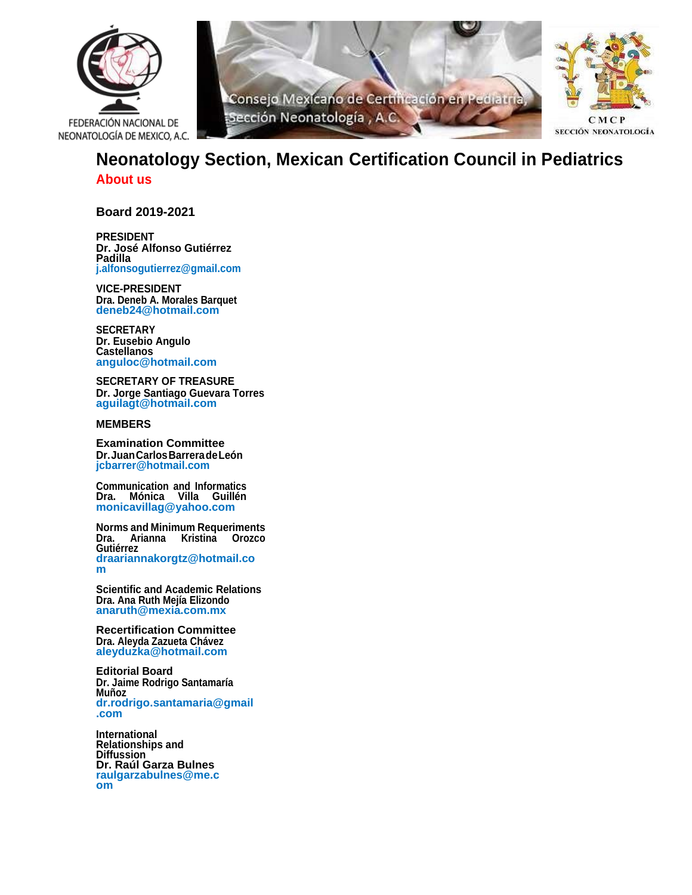FEDERACIÓN NACIONAL DE NEONATOLOGÍA DE MEXICO, A.C.

Consejo Mexicano de Certificación en Pediatría, Sección Neonatología , A.C.

CMCP SECCIÓN NEONATOLOGÍA

# Neonatology Section, Mexican Certification Council in Pediatrics

## About us

### Board 2019-2021

**PRESIDENT**
**Dr. José Alfonso Gutiérrez Padilla**
j.alfonsogutierrez@gmail.com

**VICE-PRESIDENT**
**Dra. Deneb A. Morales Barquet**
deneb24@hotmail.com

**SECRETARY**
**Dr. Eusebio Angulo Castellanos**
anguloc@hotmail.com

**SECRETARY OF TREASURE**
**Dr. Jorge Santiago Guevara Torres**
aguilagt@hotmail.com

**MEMBERS**

**Examination Committee**
**Dr. Juan Carlos Barrera de León**
jcbarrer@hotmail.com

**Communication and Informatics**
**Dra. Mónica Villa Guillén**
monicavillag@yahoo.com

**Norms and Minimum Requeriments**
**Dra. Arianna Kristina Orozco Gutiérrez**
draariannakorgtz@hotmail.com

**Scientific and Academic Relations**
**Dra. Ana Ruth Mejía Elizondo**
anaruth@mexia.com.mx

**Recertification Committee**
**Dra. Aleyda Zazueta Chávez**
aleyduzka@hotmail.com

**Editorial Board**
**Dr. Jaime Rodrigo Santamaría Muñoz**
dr.rodrigo.santamaria@gmail.com

**International Relationships and Diffussion**
**Dr. Raúl Garza Bulnes**
raulgarzabulnes@me.com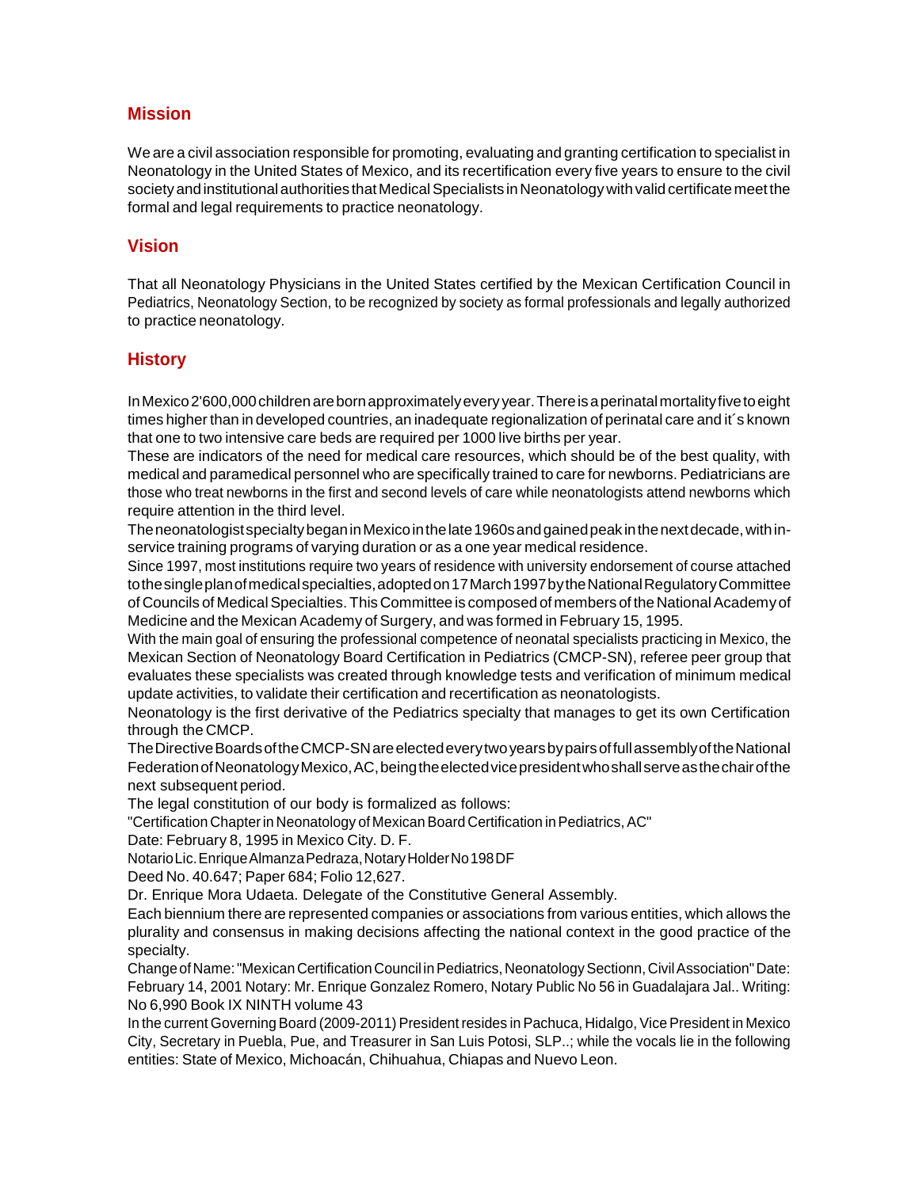## Mission

We are a civil association responsible for promoting, evaluating and granting certification to specialist in Neonatology in the United States of Mexico, and its recertification every five years to ensure to the civil society and institutional authorities that Medical Specialists in Neonatology with valid certificate meet the formal and legal requirements to practice neonatology.

## Vision

That all Neonatology Physicians in the United States certified by the Mexican Certification Council in Pediatrics, Neonatology Section, to be recognized by society as formal professionals and legally authorized to practice neonatology.

## History

In Mexico 2'600,000 children are born approximately every year. There is a perinatal mortality five to eight times higher than in developed countries, an inadequate regionalization of perinatal care and it´s known that one to two intensive care beds are required per 1000 live births per year.

These are indicators of the need for medical care resources, which should be of the best quality, with medical and paramedical personnel who are specifically trained to care for newborns. Pediatricians are those who treat newborns in the first and second levels of care while neonatologists attend newborns which require attention in the third level.

The neonatologist specialty began in Mexico in the late 1960s and gained peak in the next decade, with in-service training programs of varying duration or as a one year medical residence.

Since 1997, most institutions require two years of residence with university endorsement of course attached to the single plan of medical specialties, adopted on 17 March 1997 by the National Regulatory Committee of Councils of Medical Specialties. This Committee is composed of members of the National Academy of Medicine and the Mexican Academy of Surgery, and was formed in February 15, 1995.

With the main goal of ensuring the professional competence of neonatal specialists practicing in Mexico, the Mexican Section of Neonatology Board Certification in Pediatrics (CMCP-SN), referee peer group that evaluates these specialists was created through knowledge tests and verification of minimum medical update activities, to validate their certification and recertification as neonatologists.

Neonatology is the first derivative of the Pediatrics specialty that manages to get its own Certification through the CMCP.

The Directive Boards of the CMCP-SN are elected every two years by pairs of full assembly of the National Federation of Neonatology Mexico, AC, being the elected vice president who shall serve as the chair of the next subsequent period.

The legal constitution of our body is formalized as follows:

"Certification Chapter in Neonatology of Mexican Board Certification in Pediatrics, AC"

Date: February 8, 1995 in Mexico City. D. F.

Notario Lic. Enrique Almanza Pedraza, Notary Holder No 198 DF

Deed No. 40.647; Paper 684; Folio 12,627.

Dr. Enrique Mora Udaeta. Delegate of the Constitutive General Assembly.

Each biennium there are represented companies or associations from various entities, which allows the plurality and consensus in making decisions affecting the national context in the good practice of the specialty.

Change of Name: "Mexican Certification Council in Pediatrics, Neonatology Sectionn, Civil Association" Date: February 14, 2001 Notary: Mr. Enrique Gonzalez Romero, Notary Public No 56 in Guadalajara Jal.. Writing: No 6,990 Book IX NINTH volume 43

In the current Governing Board (2009-2011) President resides in Pachuca, Hidalgo, Vice President in Mexico City, Secretary in Puebla, Pue, and Treasurer in San Luis Potosi, SLP..; while the vocals lie in the following entities: State of Mexico, Michoacán, Chihuahua, Chiapas and Nuevo Leon.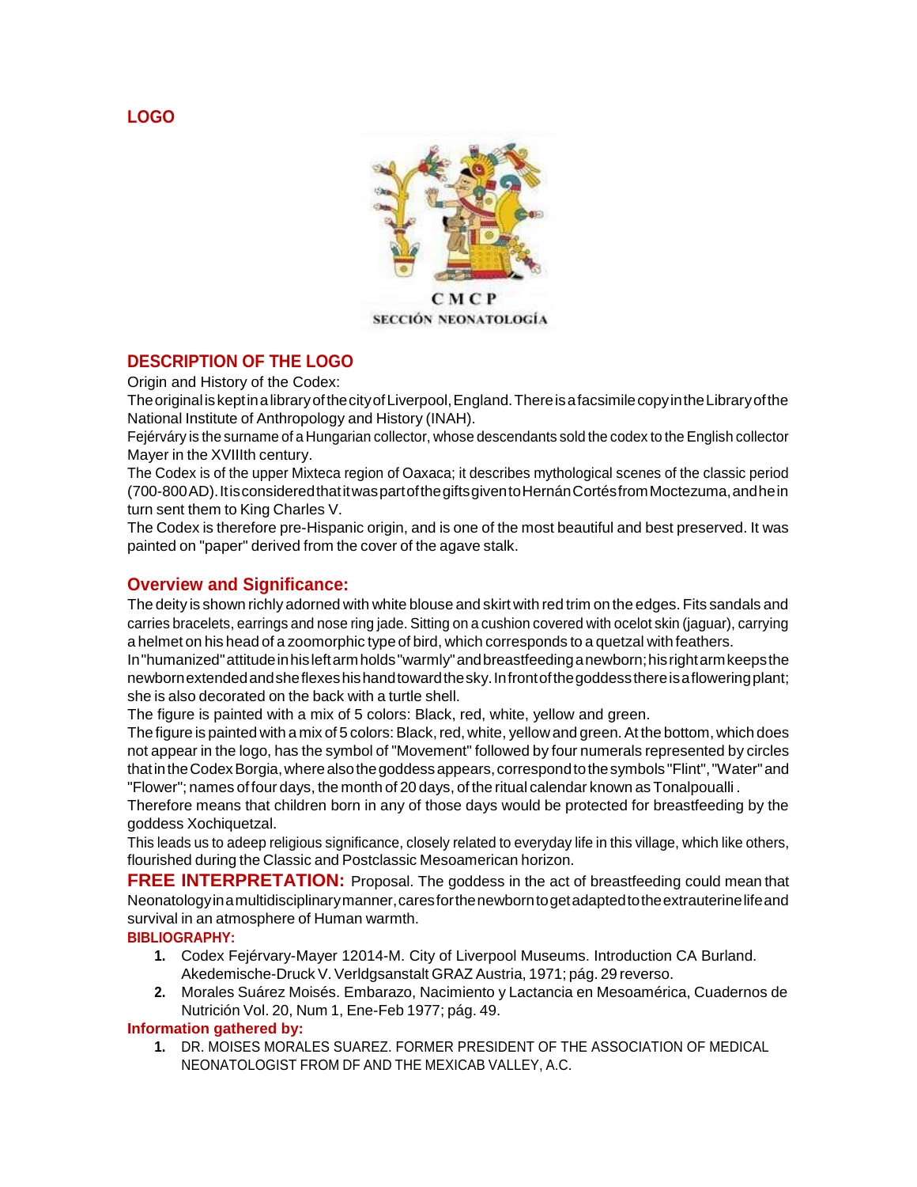## LOGO

CMCP
SECCIÓN NEONATOLOGÍA

## DESCRIPTION OF THE LOGO

Origin and History of the Codex:

The original is kept in a library of the city of Liverpool, England. There is a facsimile copy in the Library of the National Institute of Anthropology and History (INAH).

Fejérváry is the surname of a Hungarian collector, whose descendants sold the codex to the English collector Mayer in the XVIIIth century.

The Codex is of the upper Mixteca region of Oaxaca; it describes mythological scenes of the classic period (700-800 AD). It is considered that it was part of the gifts given to Hernán Cortés from Moctezuma, and he in turn sent them to King Charles V.

The Codex is therefore pre-Hispanic origin, and is one of the most beautiful and best preserved. It was painted on "paper" derived from the cover of the agave stalk.

## Overview and Significance:

The deity is shown richly adorned with white blouse and skirt with red trim on the edges. Fits sandals and carries bracelets, earrings and nose ring jade. Sitting on a cushion covered with ocelot skin (jaguar), carrying a helmet on his head of a zoomorphic type of bird, which corresponds to a quetzal with feathers.

In "humanized" attitude in his left arm holds "warmly" and breastfeeding a newborn; his right arm keeps the newborn extended and she flexes his hand toward the sky. In front of the goddess there is a flowering plant; she is also decorated on the back with a turtle shell.

The figure is painted with a mix of 5 colors: Black, red, white, yellow and green.

The figure is painted with a mix of 5 colors: Black, red, white, yellow and green. At the bottom, which does not appear in the logo, has the symbol of "Movement" followed by four numerals represented by circles that in the Codex Borgia, where also the goddess appears, correspond to the symbols "Flint", "Water" and "Flower"; names of four days, the month of 20 days, of the ritual calendar known as Tonalpoualli .

Therefore means that children born in any of those days would be protected for breastfeeding by the goddess Xochiquetzal.

This leads us to adeep religious significance, closely related to everyday life in this village, which like others, flourished during the Classic and Postclassic Mesoamerican horizon.

**FREE INTERPRETATION:** Proposal. The goddess in the act of breastfeeding could mean that Neonatology in a multidisciplinary manner, cares for the newborn to get adapted to the extrauterine life and survival in an atmosphere of Human warmth.

**BIBLIOGRAPHY:**

1. Codex Fejérvary-Mayer 12014-M. City of Liverpool Museums. Introduction CA Burland. Akedemische-Druck V. Verldgsanstalt GRAZ Austria, 1971; pág. 29 reverso.
2. Morales Suárez Moisés. Embarazo, Nacimiento y Lactancia en Mesoamérica, Cuadernos de Nutrición Vol. 20, Num 1, Ene-Feb 1977; pág. 49.

**Information gathered by:**

1. DR. MOISES MORALES SUAREZ. FORMER PRESIDENT OF THE ASSOCIATION OF MEDICAL NEONATOLOGIST FROM DF AND THE MEXICAB VALLEY, A.C.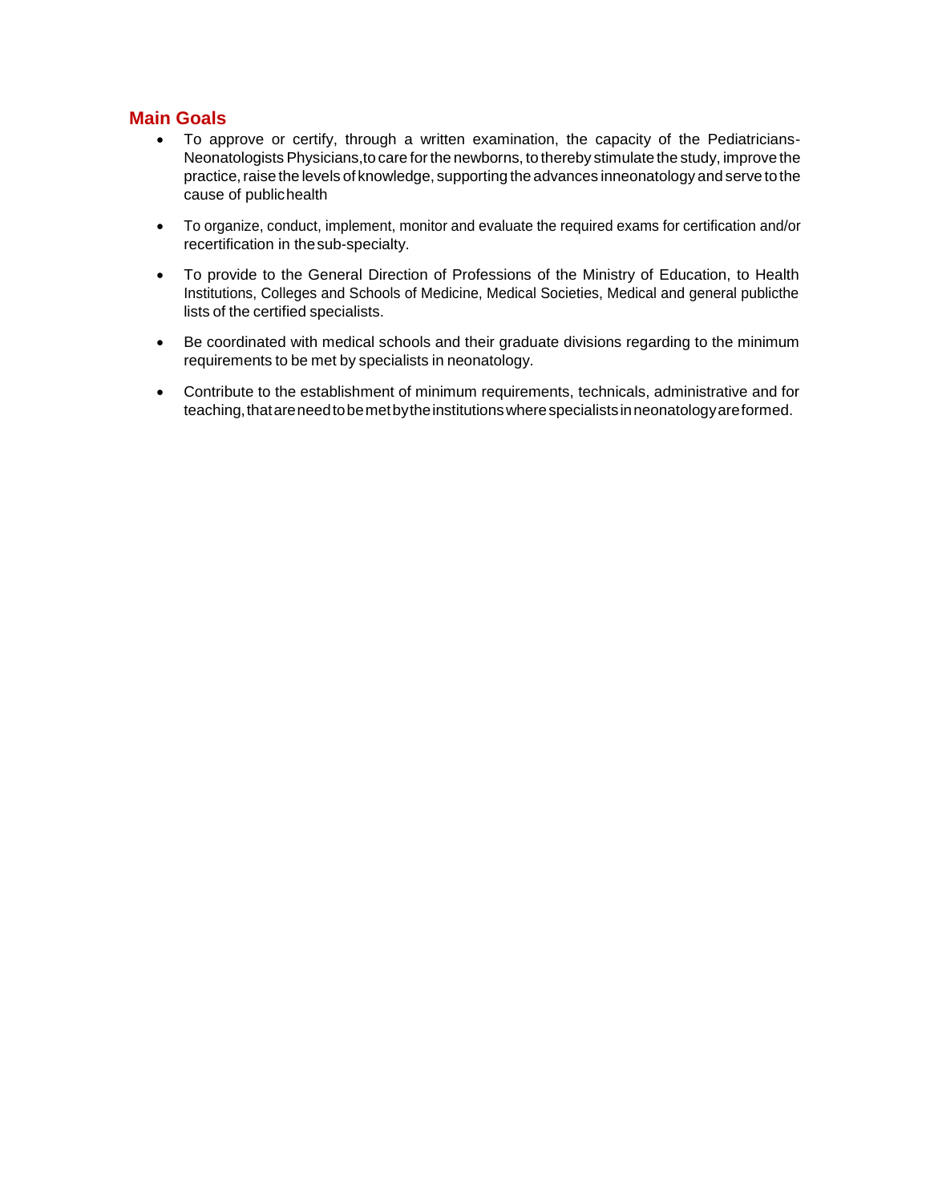## Main Goals

- To approve or certify, through a written examination, the capacity of the Pediatricians-Neonatologists Physicians,to care for the newborns, to thereby stimulate the study, improve the practice, raise the levels of knowledge, supporting the advances inneonatology and serve to the cause of publichealth
- To organize, conduct, implement, monitor and evaluate the required exams for certification and/or recertification in thesub-specialty.
- To provide to the General Direction of Professions of the Ministry of Education, to Health Institutions, Colleges and Schools of Medicine, Medical Societies, Medical and general publicthe lists of the certified specialists.
- Be coordinated with medical schools and their graduate divisions regarding to the minimum requirements to be met by specialists in neonatology.
- Contribute to the establishment of minimum requirements, technicals, administrative and for teaching,thatareneedtobemetbytheinstitutionswherespecialistsinneonatologyareformed.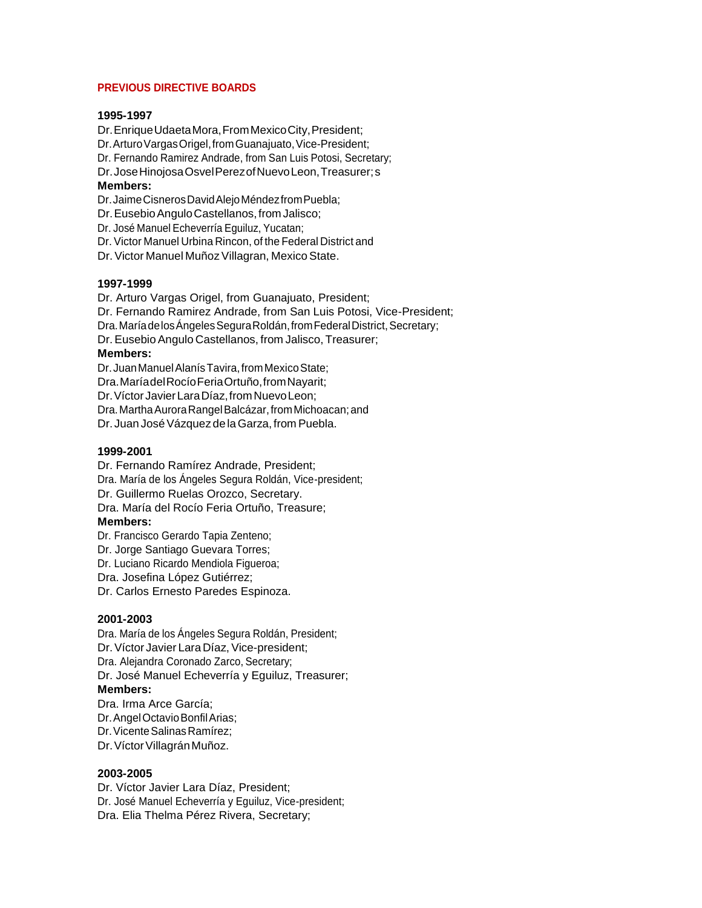## PREVIOUS DIRECTIVE BOARDS

**1995-1997**

Dr. Enrique Udaeta Mora, From Mexico City, President;
Dr. Arturo Vargas Origel, from Guanajuato, Vice-President;
Dr. Fernando Ramirez Andrade, from San Luis Potosi, Secretary;
Dr. Jose Hinojosa Osvel Perez of Nuevo Leon, Treasurer; s

**Members:**

Dr. Jaime Cisneros David Alejo Méndez from Puebla;
Dr. Eusebio Angulo Castellanos, from Jalisco;
Dr. José Manuel Echeverría Eguiluz, Yucatan;
Dr. Victor Manuel Urbina Rincon, of the Federal District and
Dr. Victor Manuel Muñoz Villagran, Mexico State.

**1997-1999**

Dr. Arturo Vargas Origel, from Guanajuato, President;
Dr. Fernando Ramirez Andrade, from San Luis Potosi, Vice-President;
Dra. María de los Ángeles Segura Roldán, from Federal District, Secretary;
Dr. Eusebio Angulo Castellanos, from Jalisco, Treasurer;

**Members:**

Dr. Juan Manuel Alanís Tavira, from Mexico State;
Dra. María del Rocío Feria Ortuño, from Nayarit;
Dr. Víctor Javier Lara Díaz, from Nuevo Leon;
Dra. Martha Aurora Rangel Balcázar, from Michoacan; and
Dr. Juan José Vázquez de la Garza, from Puebla.

**1999-2001**

Dr. Fernando Ramírez Andrade, President;
Dra. María de los Ángeles Segura Roldán, Vice-president;
Dr. Guillermo Ruelas Orozco, Secretary.
Dra. María del Rocío Feria Ortuño, Treasure;

**Members:**

Dr. Francisco Gerardo Tapia Zenteno;
Dr. Jorge Santiago Guevara Torres;
Dr. Luciano Ricardo Mendiola Figueroa;
Dra. Josefina López Gutiérrez;
Dr. Carlos Ernesto Paredes Espinoza.

**2001-2003**

Dra. María de los Ángeles Segura Roldán, President;
Dr. Víctor Javier Lara Díaz, Vice-president;
Dra. Alejandra Coronado Zarco, Secretary;
Dr. José Manuel Echeverría y Eguiluz, Treasurer;

**Members:**

Dra. Irma Arce García;
Dr. Angel Octavio Bonfil Arias;
Dr. Vicente Salinas Ramírez;
Dr. Víctor Villagrán Muñoz.

**2003-2005**

Dr. Víctor Javier Lara Díaz, President;
Dr. José Manuel Echeverría y Eguiluz, Vice-president;
Dra. Elia Thelma Pérez Rivera, Secretary;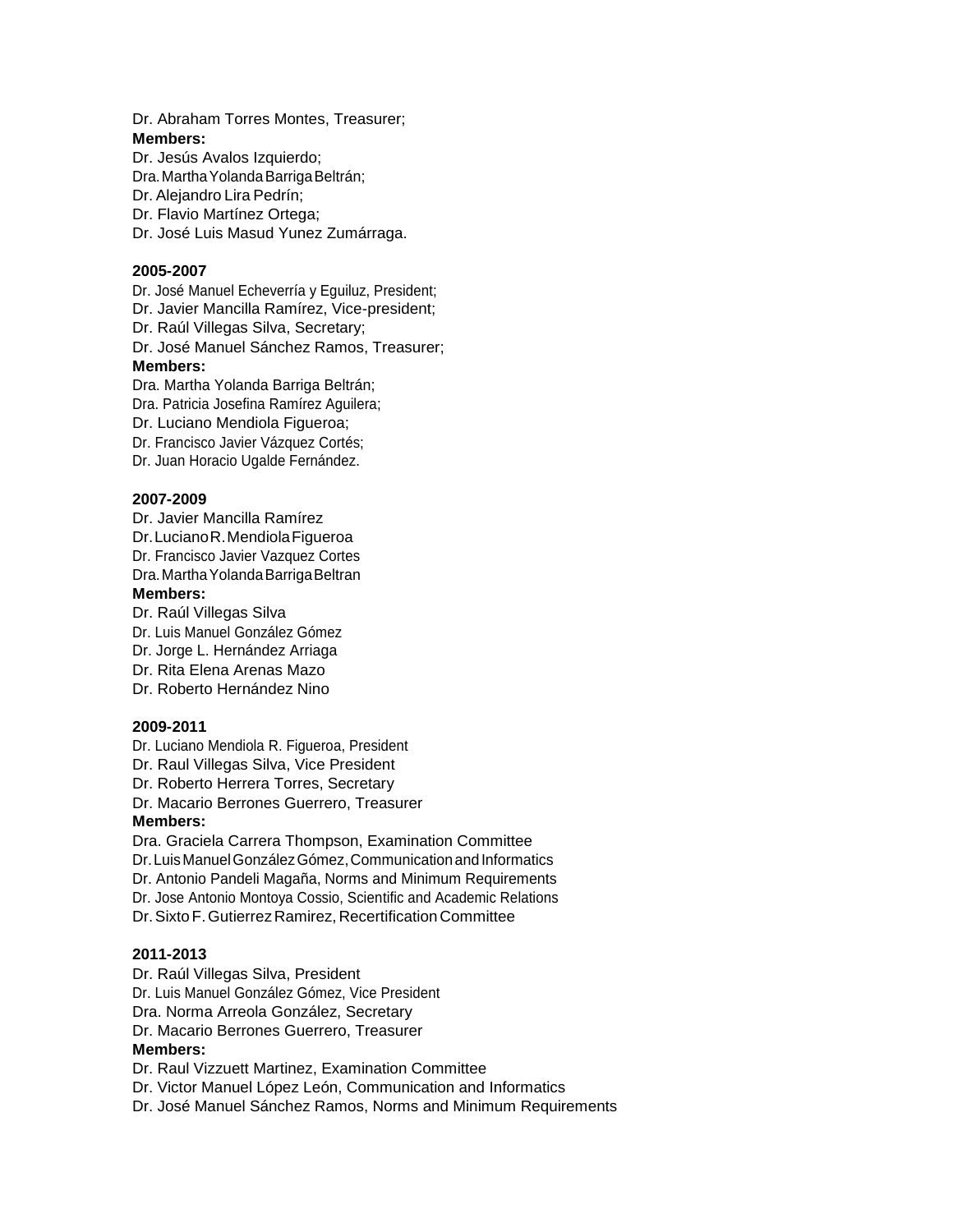Dr. Abraham Torres Montes, Treasurer;

**Members:**

Dr. Jesús Avalos Izquierdo;
Dra. Martha Yolanda Barriga Beltrán;
Dr. Alejandro Lira Pedrín;
Dr. Flavio Martínez Ortega;
Dr. José Luis Masud Yunez Zumárraga.

**2005-2007**

Dr. José Manuel Echeverría y Eguiluz, President;
Dr. Javier Mancilla Ramírez, Vice-president;
Dr. Raúl Villegas Silva, Secretary;
Dr. José Manuel Sánchez Ramos, Treasurer;

**Members:**

Dra. Martha Yolanda Barriga Beltrán;
Dra. Patricia Josefina Ramírez Aguilera;
Dr. Luciano Mendiola Figueroa;
Dr. Francisco Javier Vázquez Cortés;
Dr. Juan Horacio Ugalde Fernández.

**2007-2009**

Dr. Javier Mancilla Ramírez
Dr. Luciano R. Mendiola Figueroa
Dr. Francisco Javier Vazquez Cortes
Dra. Martha Yolanda Barriga Beltran

**Members:**

Dr. Raúl Villegas Silva
Dr. Luis Manuel González Gómez
Dr. Jorge L. Hernández Arriaga
Dr. Rita Elena Arenas Mazo
Dr. Roberto Hernández Nino

**2009-2011**

Dr. Luciano Mendiola R. Figueroa, President
Dr. Raul Villegas Silva, Vice President
Dr. Roberto Herrera Torres, Secretary
Dr. Macario Berrones Guerrero, Treasurer

**Members:**

Dra. Graciela Carrera Thompson, Examination Committee
Dr. Luis Manuel González Gómez, Communication and Informatics
Dr. Antonio Pandeli Magaña, Norms and Minimum Requirements
Dr. Jose Antonio Montoya Cossio, Scientific and Academic Relations
Dr. Sixto F. Gutierrez Ramirez, Recertification Committee

**2011-2013**

Dr. Raúl Villegas Silva, President
Dr. Luis Manuel González Gómez, Vice President
Dra. Norma Arreola González, Secretary
Dr. Macario Berrones Guerrero, Treasurer

**Members:**

Dr. Raul Vizzuett Martinez, Examination Committee
Dr. Victor Manuel López León, Communication and Informatics
Dr. José Manuel Sánchez Ramos, Norms and Minimum Requirements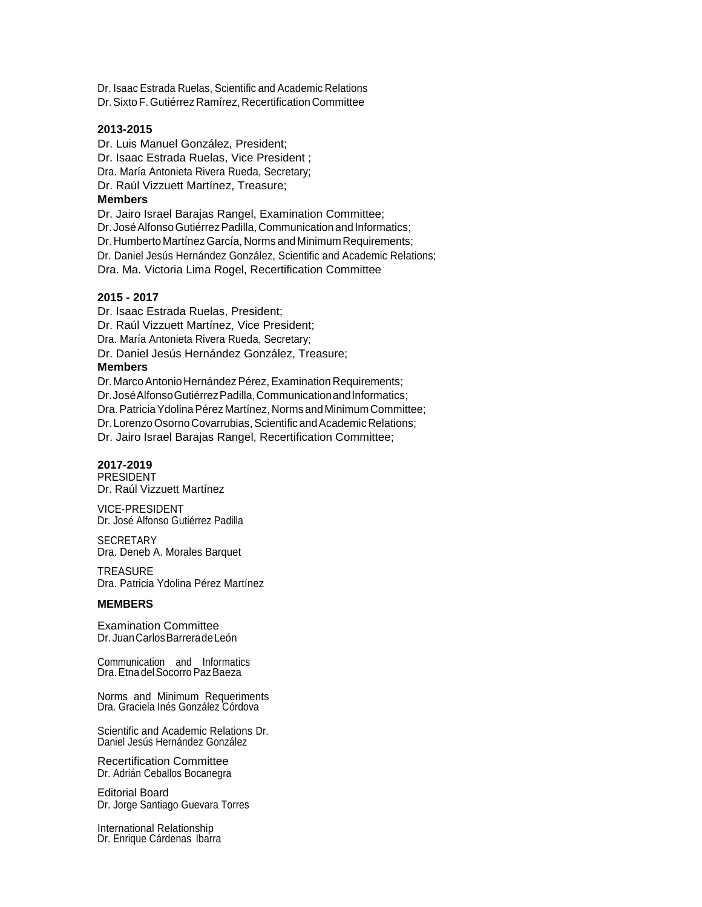Dr. Isaac Estrada Ruelas, Scientific and Academic Relations
Dr. Sixto F. Gutiérrez Ramírez, Recertification Committee

**2013-2015**

Dr. Luis Manuel González, President;
Dr. Isaac Estrada Ruelas, Vice President ;
Dra. María Antonieta Rivera Rueda, Secretary;
Dr. Raúl Vizzuett Martínez, Treasure;

**Members**

Dr. Jairo Israel Barajas Rangel, Examination Committee;
Dr. José Alfonso Gutiérrez Padilla, Communication and Informatics;
Dr. Humberto Martínez García, Norms and Minimum Requirements;
Dr. Daniel Jesús Hernández González, Scientific and Academic Relations;
Dra. Ma. Victoria Lima Rogel, Recertification Committee

**2015 - 2017**

Dr. Isaac Estrada Ruelas, President;
Dr. Raúl Vizzuett Martínez, Vice President;
Dra. María Antonieta Rivera Rueda, Secretary;
Dr. Daniel Jesús Hernández González, Treasure;

**Members**

Dr. Marco Antonio Hernández Pérez, Examination Requirements;
Dr. José Alfonso Gutiérrez Padilla, Communication and Informatics;
Dra. Patricia Ydolina Pérez Martínez, Norms and Minimum Committee;
Dr. Lorenzo Osorno Covarrubias, Scientific and Academic Relations;
Dr. Jairo Israel Barajas Rangel, Recertification Committee;

**2017-2019**

PRESIDENT
Dr. Raúl Vizzuett Martínez

VICE-PRESIDENT
Dr. José Alfonso Gutiérrez Padilla

SECRETARY
Dra. Deneb A. Morales Barquet

TREASURE
Dra. Patricia Ydolina Pérez Martínez

**MEMBERS**

Examination Committee
Dr. Juan Carlos Barrera de León

Communication and Informatics
Dra. Etna del Socorro Paz Baeza

Norms and Minimum Requeriments
Dra. Graciela Inés González Córdova

Scientific and Academic Relations Dr.
Daniel Jesús Hernández González

Recertification Committee
Dr. Adrián Ceballos Bocanegra

Editorial Board
Dr. Jorge Santiago Guevara Torres

International Relationship
Dr. Enrique Cárdenas Ibarra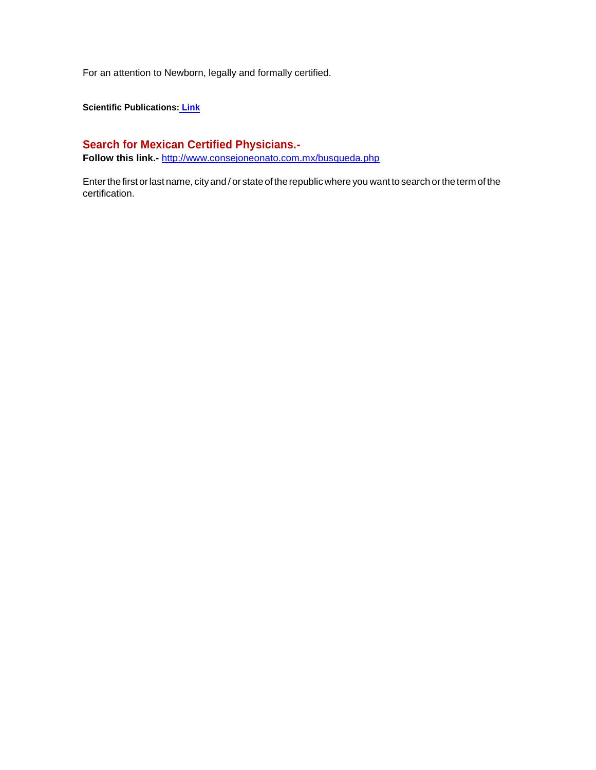For an attention to Newborn, legally and formally certified.

**Scientific Publications: Link**

## Search for Mexican Certified Physicians.-

**Follow this link.-** http://www.consejoneonato.com.mx/busqueda.php

Enter the first or last name, city and / or state of the republic where you want to search or the term of the certification.